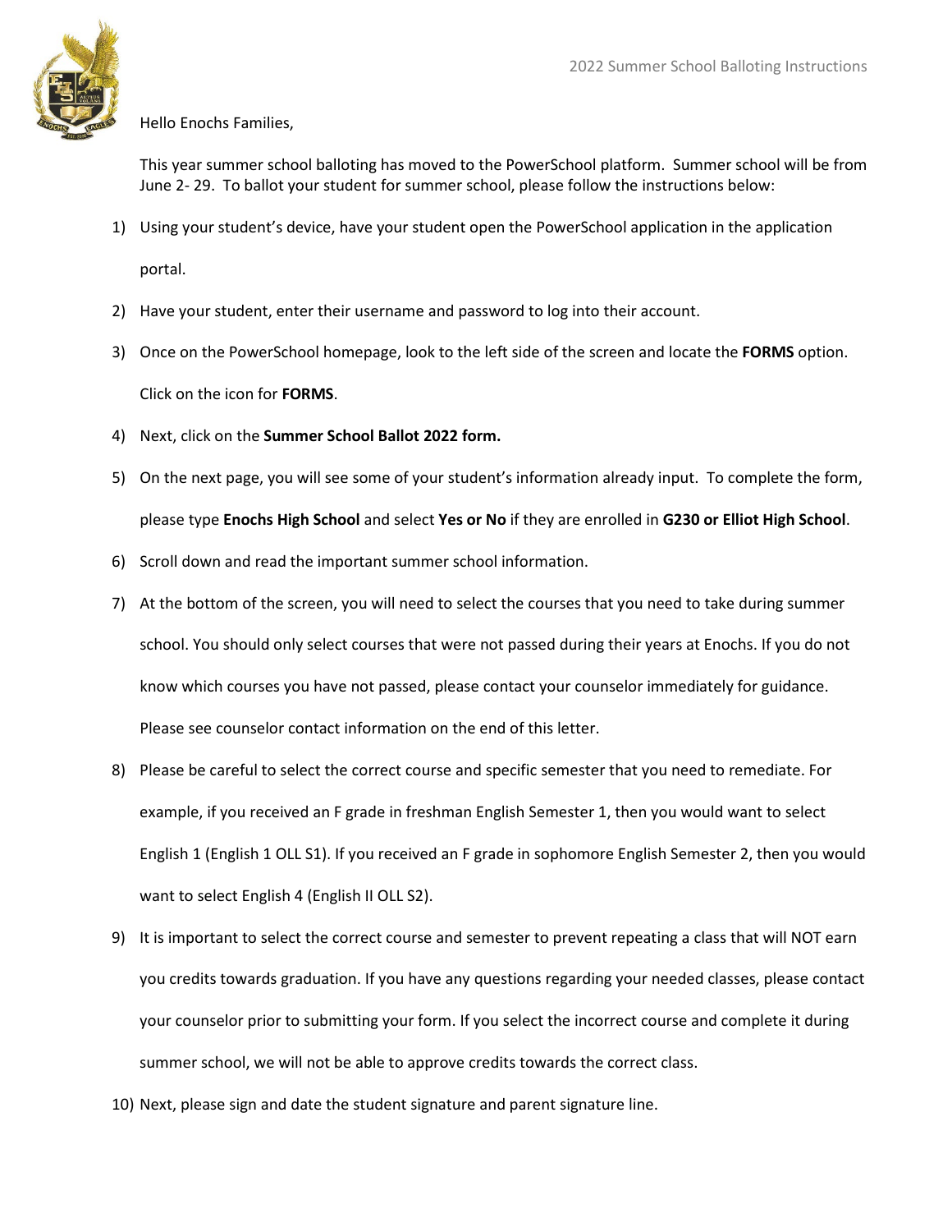Hello Enochs Families,

This year summer school balloting has moved to the PowerSchool platform. Summer school will be from June 2- 29. To ballot your student for summer school, please follow the instructions below:

1) Using your student's device, have your student open the PowerSchool application in the application portal.
2) Have your student, enter their username and password to log into their account.
3) Once on the PowerSchool homepage, look to the left side of the screen and locate the **FORMS** option. Click on the icon for **FORMS**.
4) Next, click on the **Summer School Ballot 2022 form.**
5) On the next page, you will see some of your student's information already input. To complete the form, please type **Enochs High School** and select **Yes or No** if they are enrolled in **G230 or Elliot High School**.
6) Scroll down and read the important summer school information.
7) At the bottom of the screen, you will need to select the courses that you need to take during summer school. You should only select courses that were not passed during their years at Enochs. If you do not know which courses you have not passed, please contact your counselor immediately for guidance. Please see counselor contact information on the end of this letter.
8) Please be careful to select the correct course and specific semester that you need to remediate. For example, if you received an F grade in freshman English Semester 1, then you would want to select English 1 (English 1 OLL S1). If you received an F grade in sophomore English Semester 2, then you would want to select English 4 (English II OLL S2).
9) It is important to select the correct course and semester to prevent repeating a class that will NOT earn you credits towards graduation. If you have any questions regarding your needed classes, please contact your counselor prior to submitting your form. If you select the incorrect course and complete it during summer school, we will not be able to approve credits towards the correct class.
10) Next, please sign and date the student signature and parent signature line.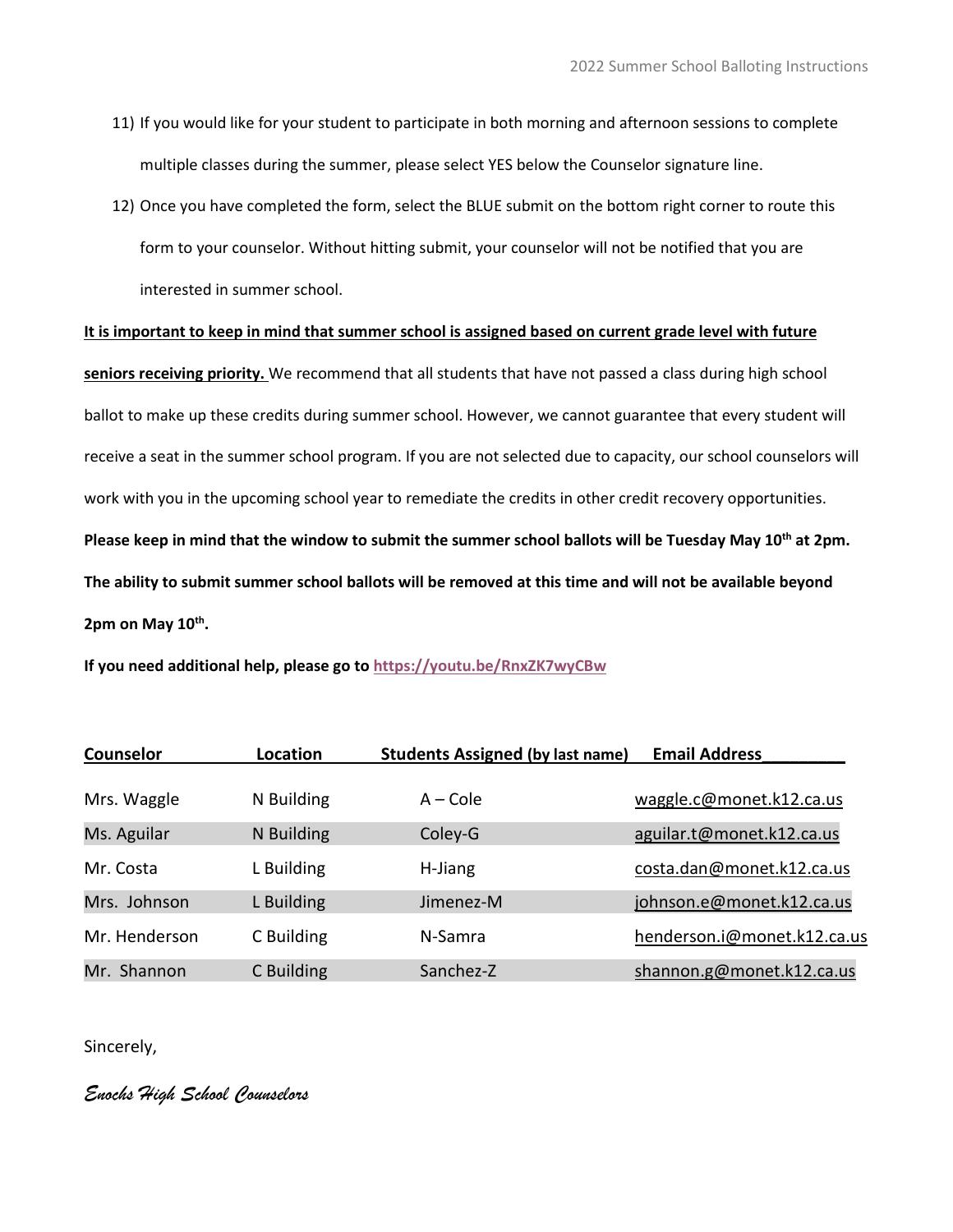11) If you would like for your student to participate in both morning and afternoon sessions to complete multiple classes during the summer, please select YES below the Counselor signature line.
12) Once you have completed the form, select the BLUE submit on the bottom right corner to route this form to your counselor. Without hitting submit, your counselor will not be notified that you are interested in summer school.

**It is important to keep in mind that summer school is assigned based on current grade level with future seniors receiving priority.** We recommend that all students that have not passed a class during high school ballot to make up these credits during summer school. However, we cannot guarantee that every student will receive a seat in the summer school program. If you are not selected due to capacity, our school counselors will work with you in the upcoming school year to remediate the credits in other credit recovery opportunities. **Please keep in mind that the window to submit the summer school ballots will be Tuesday May 10th at 2pm. The ability to submit summer school ballots will be removed at this time and will not be available beyond 2pm on May 10th.**

**If you need additional help, please go to https://youtu.be/RnxZK7wyCBw**

| Counselor | Location | Students Assigned (by last name) | Email Address |
|---|---|---|---|
| Mrs. Waggle | N Building | A – Cole | waggle.c@monet.k12.ca.us |
| Ms. Aguilar | N Building | Coley-G | aguilar.t@monet.k12.ca.us |
| Mr. Costa | L Building | H-Jiang | costa.dan@monet.k12.ca.us |
| Mrs. Johnson | L Building | Jimenez-M | johnson.e@monet.k12.ca.us |
| Mr. Henderson | C Building | N-Samra | henderson.i@monet.k12.ca.us |
| Mr. Shannon | C Building | Sanchez-Z | shannon.g@monet.k12.ca.us |

Sincerely,

*Enochs High School Counselors*